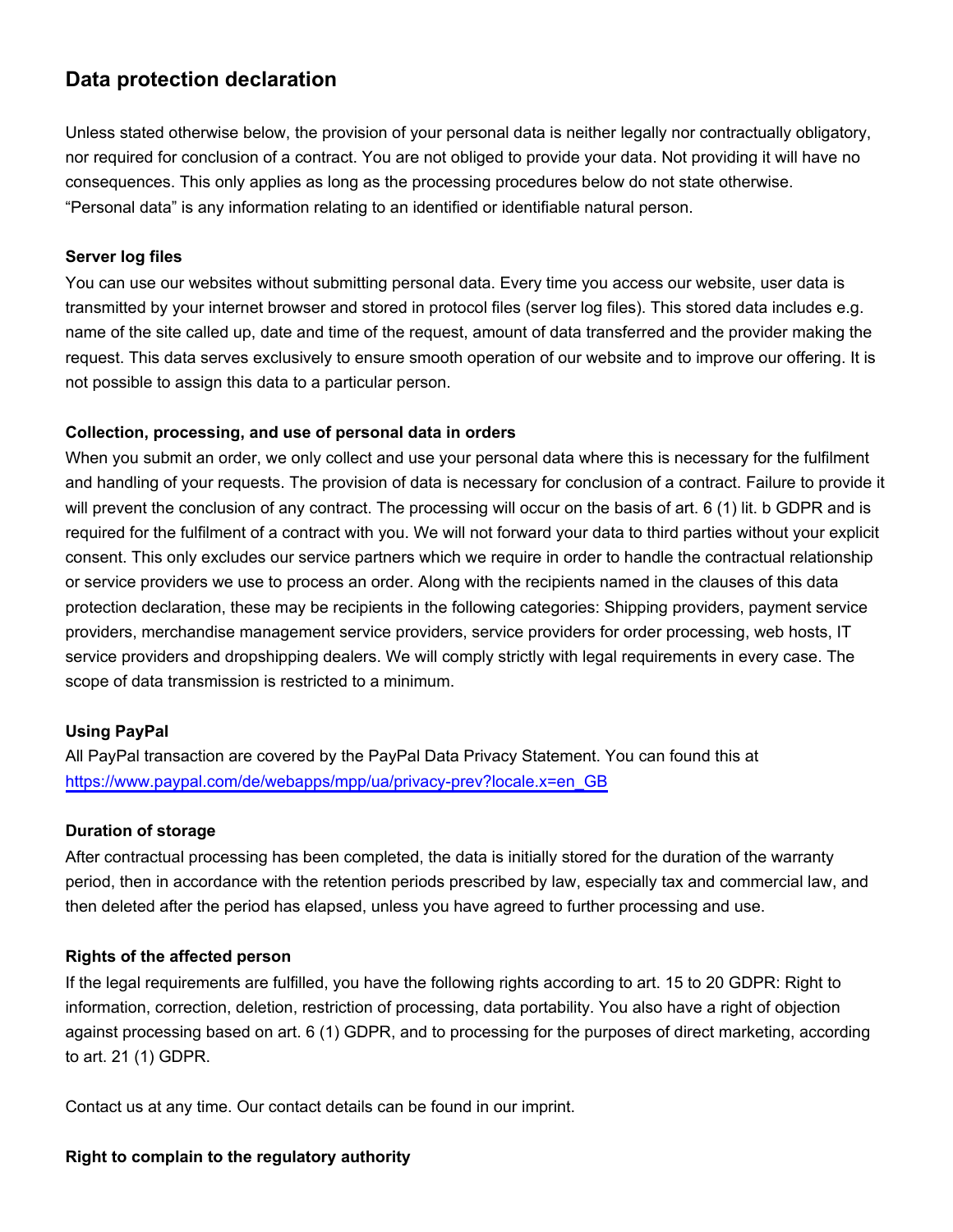# Data protection declaration

Unless stated otherwise below, the provision of your personal data is neither legally nor contractually obligatory, nor required for conclusion of a contract. You are not obliged to provide your data. Not providing it will have no consequences. This only applies as long as the processing procedures below do not state otherwise. "Personal data" is any information relating to an identified or identifiable natural person.

**Server log files**

You can use our websites without submitting personal data. Every time you access our website, user data is transmitted by your internet browser and stored in protocol files (server log files). This stored data includes e.g. name of the site called up, date and time of the request, amount of data transferred and the provider making the request. This data serves exclusively to ensure smooth operation of our website and to improve our offering. It is not possible to assign this data to a particular person.

**Collection, processing, and use of personal data in orders**

When you submit an order, we only collect and use your personal data where this is necessary for the fulfilment and handling of your requests. The provision of data is necessary for conclusion of a contract. Failure to provide it will prevent the conclusion of any contract. The processing will occur on the basis of art. 6 (1) lit. b GDPR and is required for the fulfilment of a contract with you. We will not forward your data to third parties without your explicit consent. This only excludes our service partners which we require in order to handle the contractual relationship or service providers we use to process an order. Along with the recipients named in the clauses of this data protection declaration, these may be recipients in the following categories: Shipping providers, payment service providers, merchandise management service providers, service providers for order processing, web hosts, IT service providers and dropshipping dealers. We will comply strictly with legal requirements in every case. The scope of data transmission is restricted to a minimum.

**Using PayPal**

All PayPal transaction are covered by the PayPal Data Privacy Statement. You can found this at [https://www.paypal.com/de/webapps/mpp/ua/privacy-prev?locale.x=en_GB](https://www.paypal.com/de/webapps/mpp/ua/privacy-prev?locale.x=en_GB)

**Duration of storage**

After contractual processing has been completed, the data is initially stored for the duration of the warranty period, then in accordance with the retention periods prescribed by law, especially tax and commercial law, and then deleted after the period has elapsed, unless you have agreed to further processing and use.

**Rights of the affected person**

If the legal requirements are fulfilled, you have the following rights according to art. 15 to 20 GDPR: Right to information, correction, deletion, restriction of processing, data portability. You also have a right of objection against processing based on art. 6 (1) GDPR, and to processing for the purposes of direct marketing, according to art. 21 (1) GDPR.

Contact us at any time. Our contact details can be found in our imprint.

**Right to complain to the regulatory authority**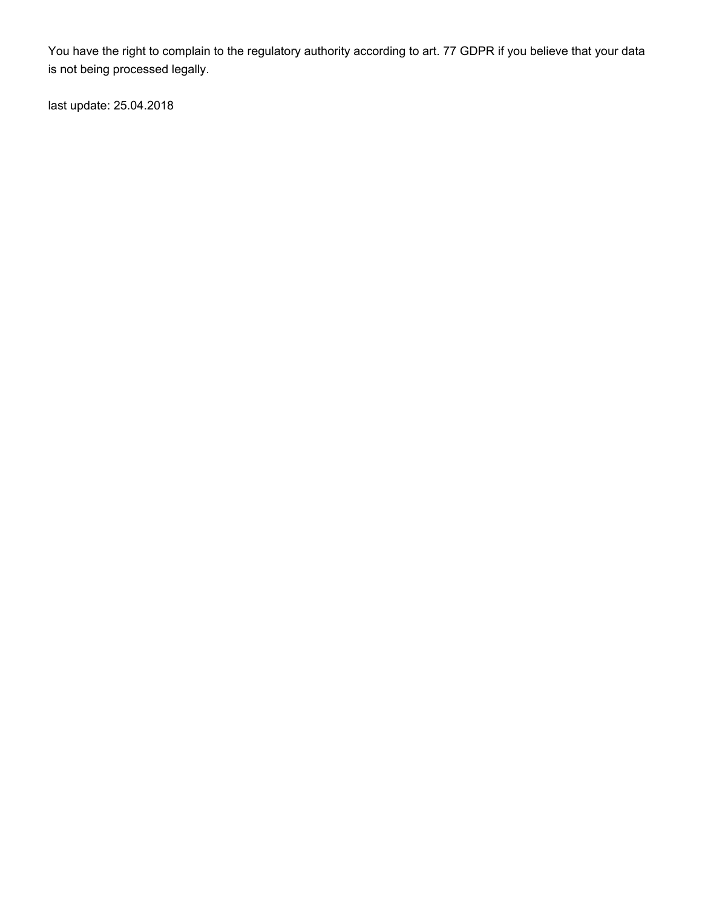You have the right to complain to the regulatory authority according to art. 77 GDPR if you believe that your data is not being processed legally.

last update: 25.04.2018